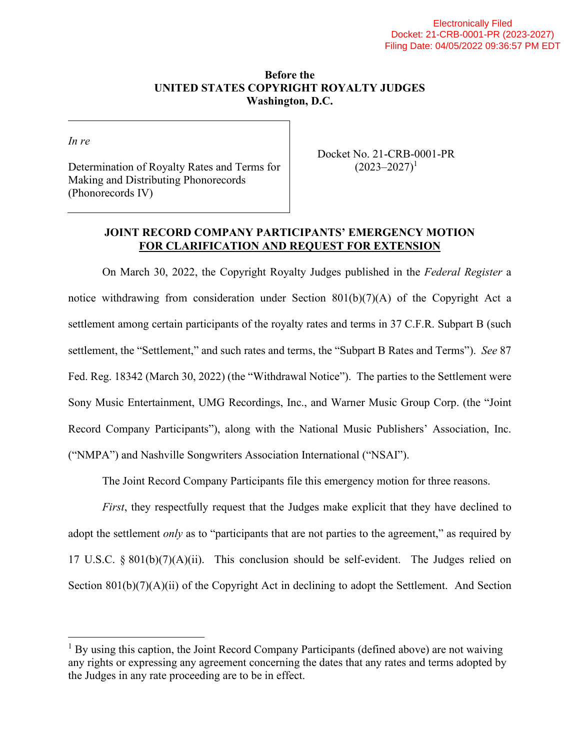Electronically Filed
Docket: 21-CRB-0001-PR (2023-2027)
Filing Date: 04/05/2022 09:36:57 PM EDT

**Before the**
**UNITED STATES COPYRIGHT ROYALTY JUDGES**
**Washington, D.C.**

| | |
|---|---|
| *In re*<br><br>Determination of Royalty Rates and Terms for Making and Distributing Phonorecords (Phonorecords IV) | Docket No. 21-CRB-0001-PR (2023–2027)[1] |

**JOINT RECORD COMPANY PARTICIPANTS' EMERGENCY MOTION**
**FOR CLARIFICATION AND REQUEST FOR EXTENSION**

On March 30, 2022, the Copyright Royalty Judges published in the *Federal Register* a notice withdrawing from consideration under Section 801(b)(7)(A) of the Copyright Act a settlement among certain participants of the royalty rates and terms in 37 C.F.R. Subpart B (such settlement, the "Settlement," and such rates and terms, the "Subpart B Rates and Terms"). *See* 87 Fed. Reg. 18342 (March 30, 2022) (the "Withdrawal Notice"). The parties to the Settlement were Sony Music Entertainment, UMG Recordings, Inc., and Warner Music Group Corp. (the "Joint Record Company Participants"), along with the National Music Publishers' Association, Inc. ("NMPA") and Nashville Songwriters Association International ("NSAI").

The Joint Record Company Participants file this emergency motion for three reasons.

*First*, they respectfully request that the Judges make explicit that they have declined to adopt the settlement *only* as to "participants that are not parties to the agreement," as required by 17 U.S.C. § 801(b)(7)(A)(ii). This conclusion should be self-evident. The Judges relied on Section 801(b)(7)(A)(ii) of the Copyright Act in declining to adopt the Settlement. And Section

[1] By using this caption, the Joint Record Company Participants (defined above) are not waiving any rights or expressing any agreement concerning the dates that any rates and terms adopted by the Judges in any rate proceeding are to be in effect.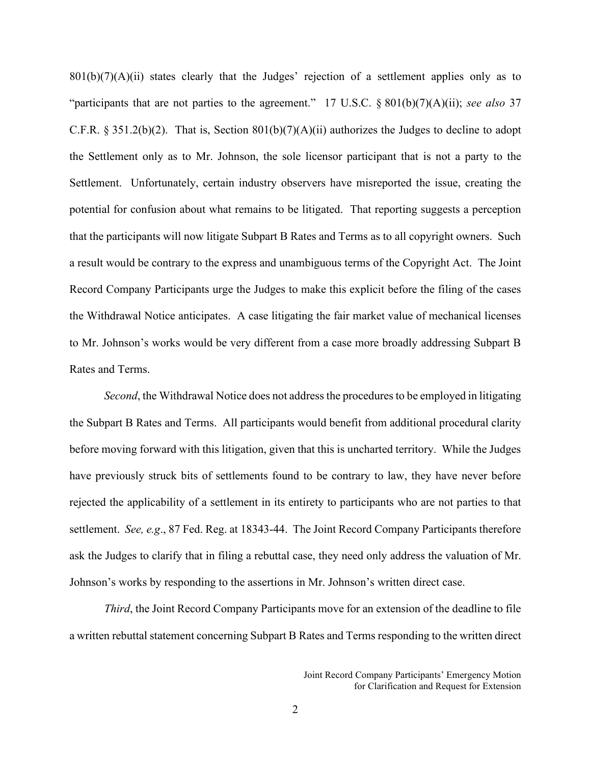801(b)(7)(A)(ii) states clearly that the Judges' rejection of a settlement applies only as to "participants that are not parties to the agreement." 17 U.S.C. § 801(b)(7)(A)(ii); *see also* 37 C.F.R. § 351.2(b)(2). That is, Section 801(b)(7)(A)(ii) authorizes the Judges to decline to adopt the Settlement only as to Mr. Johnson, the sole licensor participant that is not a party to the Settlement. Unfortunately, certain industry observers have misreported the issue, creating the potential for confusion about what remains to be litigated. That reporting suggests a perception that the participants will now litigate Subpart B Rates and Terms as to all copyright owners. Such a result would be contrary to the express and unambiguous terms of the Copyright Act. The Joint Record Company Participants urge the Judges to make this explicit before the filing of the cases the Withdrawal Notice anticipates. A case litigating the fair market value of mechanical licenses to Mr. Johnson's works would be very different from a case more broadly addressing Subpart B Rates and Terms.

*Second*, the Withdrawal Notice does not address the procedures to be employed in litigating the Subpart B Rates and Terms. All participants would benefit from additional procedural clarity before moving forward with this litigation, given that this is uncharted territory. While the Judges have previously struck bits of settlements found to be contrary to law, they have never before rejected the applicability of a settlement in its entirety to participants who are not parties to that settlement. *See, e.g*., 87 Fed. Reg. at 18343-44. The Joint Record Company Participants therefore ask the Judges to clarify that in filing a rebuttal case, they need only address the valuation of Mr. Johnson's works by responding to the assertions in Mr. Johnson's written direct case.

*Third*, the Joint Record Company Participants move for an extension of the deadline to file a written rebuttal statement concerning Subpart B Rates and Terms responding to the written direct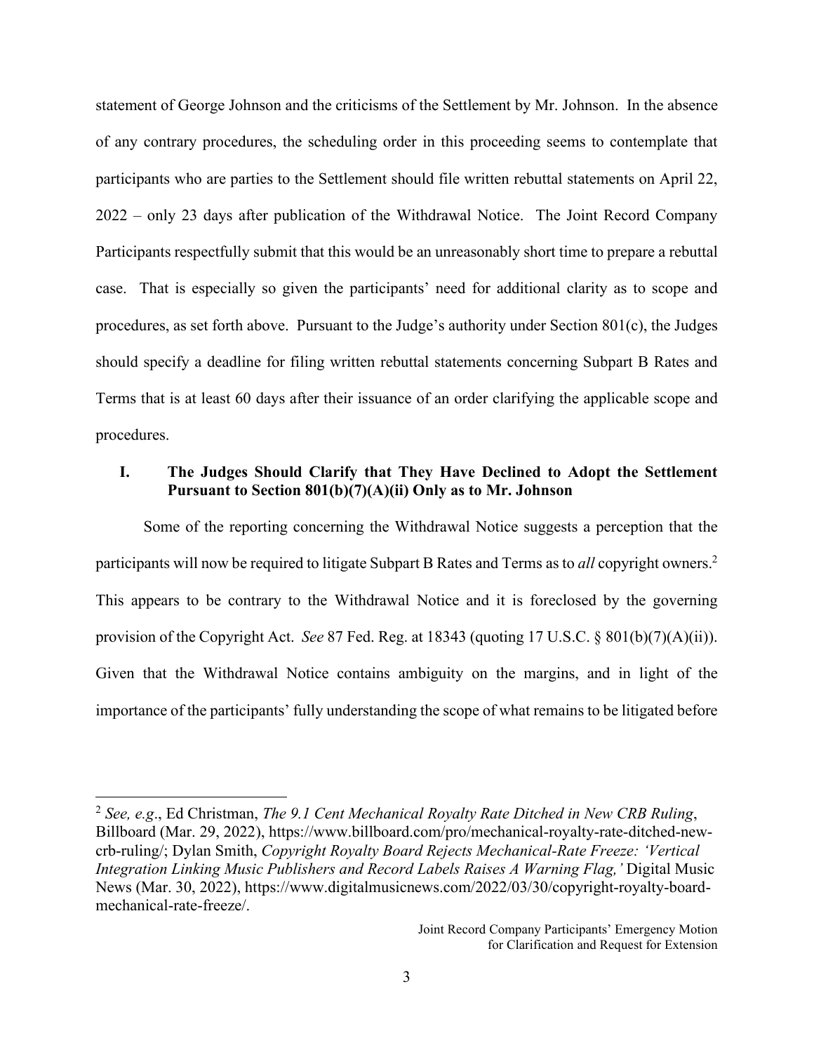statement of George Johnson and the criticisms of the Settlement by Mr. Johnson. In the absence of any contrary procedures, the scheduling order in this proceeding seems to contemplate that participants who are parties to the Settlement should file written rebuttal statements on April 22, 2022 – only 23 days after publication of the Withdrawal Notice. The Joint Record Company Participants respectfully submit that this would be an unreasonably short time to prepare a rebuttal case. That is especially so given the participants' need for additional clarity as to scope and procedures, as set forth above. Pursuant to the Judge's authority under Section 801(c), the Judges should specify a deadline for filing written rebuttal statements concerning Subpart B Rates and Terms that is at least 60 days after their issuance of an order clarifying the applicable scope and procedures.

## I. The Judges Should Clarify that They Have Declined to Adopt the Settlement Pursuant to Section 801(b)(7)(A)(ii) Only as to Mr. Johnson

Some of the reporting concerning the Withdrawal Notice suggests a perception that the participants will now be required to litigate Subpart B Rates and Terms as to *all* copyright owners.[2] This appears to be contrary to the Withdrawal Notice and it is foreclosed by the governing provision of the Copyright Act. *See* 87 Fed. Reg. at 18343 (quoting 17 U.S.C. § 801(b)(7)(A)(ii)). Given that the Withdrawal Notice contains ambiguity on the margins, and in light of the importance of the participants' fully understanding the scope of what remains to be litigated before

---

[2] *See, e.g.*, Ed Christman, *The 9.1 Cent Mechanical Royalty Rate Ditched in New CRB Ruling*, Billboard (Mar. 29, 2022), https://www.billboard.com/pro/mechanical-royalty-rate-ditched-new-crb-ruling/; Dylan Smith, *Copyright Royalty Board Rejects Mechanical-Rate Freeze: 'Vertical Integration Linking Music Publishers and Record Labels Raises A Warning Flag,'* Digital Music News (Mar. 30, 2022), https://www.digitalmusicnews.com/2022/03/30/copyright-royalty-board-mechanical-rate-freeze/.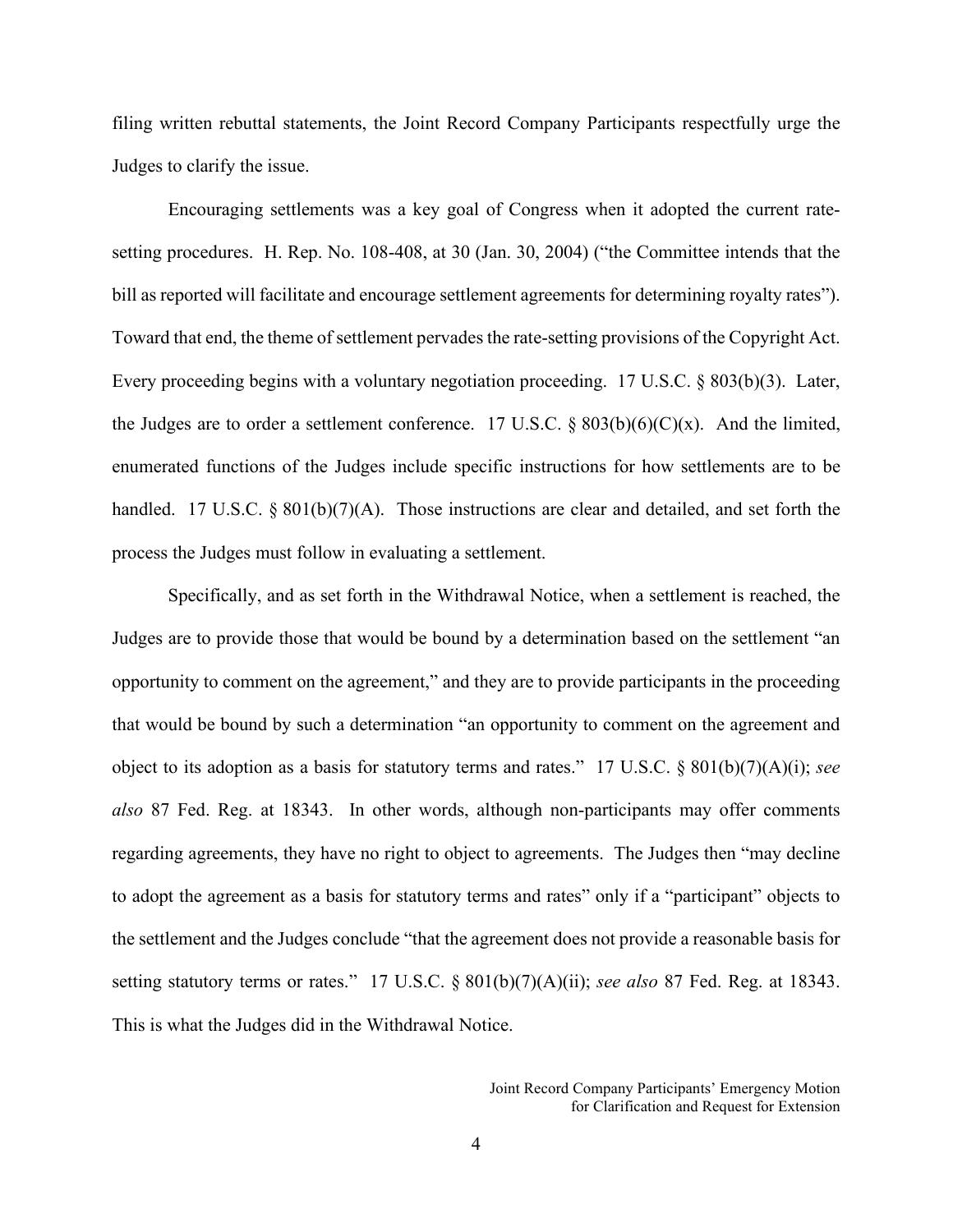filing written rebuttal statements, the Joint Record Company Participants respectfully urge the Judges to clarify the issue.

Encouraging settlements was a key goal of Congress when it adopted the current rate-setting procedures. H. Rep. No. 108-408, at 30 (Jan. 30, 2004) ("the Committee intends that the bill as reported will facilitate and encourage settlement agreements for determining royalty rates"). Toward that end, the theme of settlement pervades the rate-setting provisions of the Copyright Act. Every proceeding begins with a voluntary negotiation proceeding. 17 U.S.C. § 803(b)(3). Later, the Judges are to order a settlement conference. 17 U.S.C. § 803(b)(6)(C)(x). And the limited, enumerated functions of the Judges include specific instructions for how settlements are to be handled. 17 U.S.C. § 801(b)(7)(A). Those instructions are clear and detailed, and set forth the process the Judges must follow in evaluating a settlement.

Specifically, and as set forth in the Withdrawal Notice, when a settlement is reached, the Judges are to provide those that would be bound by a determination based on the settlement "an opportunity to comment on the agreement," and they are to provide participants in the proceeding that would be bound by such a determination "an opportunity to comment on the agreement and object to its adoption as a basis for statutory terms and rates." 17 U.S.C. § 801(b)(7)(A)(i); *see also* 87 Fed. Reg. at 18343. In other words, although non-participants may offer comments regarding agreements, they have no right to object to agreements. The Judges then "may decline to adopt the agreement as a basis for statutory terms and rates" only if a "participant" objects to the settlement and the Judges conclude "that the agreement does not provide a reasonable basis for setting statutory terms or rates." 17 U.S.C. § 801(b)(7)(A)(ii); *see also* 87 Fed. Reg. at 18343. This is what the Judges did in the Withdrawal Notice.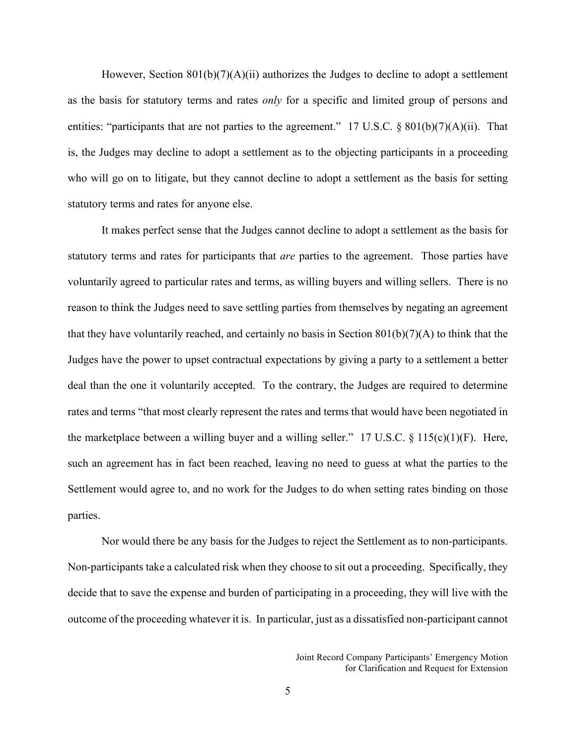However, Section 801(b)(7)(A)(ii) authorizes the Judges to decline to adopt a settlement as the basis for statutory terms and rates *only* for a specific and limited group of persons and entities: "participants that are not parties to the agreement." 17 U.S.C. § 801(b)(7)(A)(ii). That is, the Judges may decline to adopt a settlement as to the objecting participants in a proceeding who will go on to litigate, but they cannot decline to adopt a settlement as the basis for setting statutory terms and rates for anyone else.

It makes perfect sense that the Judges cannot decline to adopt a settlement as the basis for statutory terms and rates for participants that *are* parties to the agreement. Those parties have voluntarily agreed to particular rates and terms, as willing buyers and willing sellers. There is no reason to think the Judges need to save settling parties from themselves by negating an agreement that they have voluntarily reached, and certainly no basis in Section 801(b)(7)(A) to think that the Judges have the power to upset contractual expectations by giving a party to a settlement a better deal than the one it voluntarily accepted. To the contrary, the Judges are required to determine rates and terms "that most clearly represent the rates and terms that would have been negotiated in the marketplace between a willing buyer and a willing seller." 17 U.S.C. § 115(c)(1)(F). Here, such an agreement has in fact been reached, leaving no need to guess at what the parties to the Settlement would agree to, and no work for the Judges to do when setting rates binding on those parties.

Nor would there be any basis for the Judges to reject the Settlement as to non-participants. Non-participants take a calculated risk when they choose to sit out a proceeding. Specifically, they decide that to save the expense and burden of participating in a proceeding, they will live with the outcome of the proceeding whatever it is. In particular, just as a dissatisfied non-participant cannot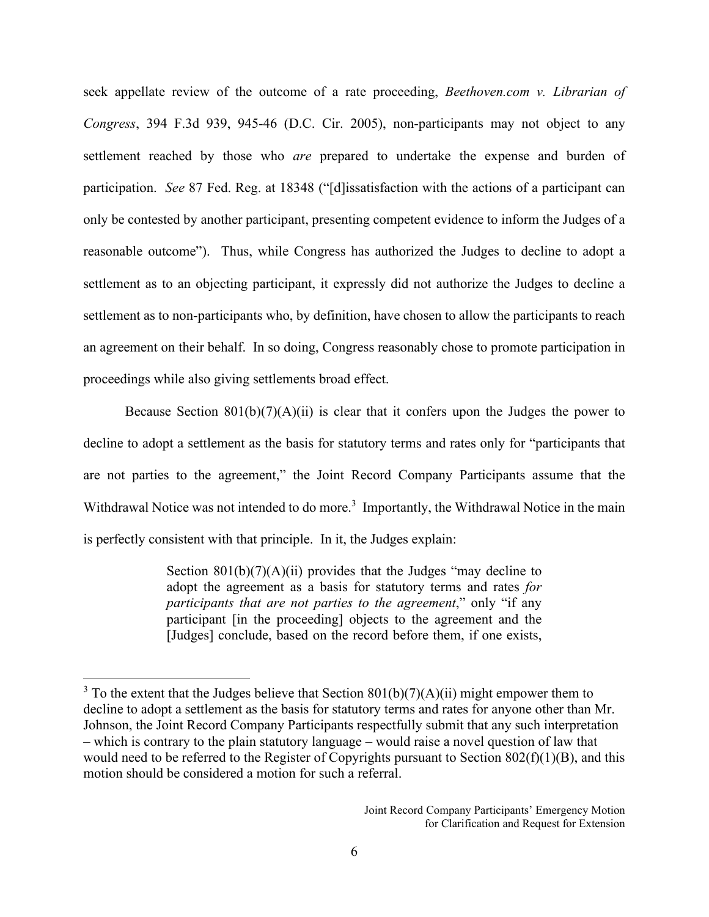seek appellate review of the outcome of a rate proceeding, *Beethoven.com v. Librarian of Congress*, 394 F.3d 939, 945-46 (D.C. Cir. 2005), non-participants may not object to any settlement reached by those who *are* prepared to undertake the expense and burden of participation. *See* 87 Fed. Reg. at 18348 ("[d]issatisfaction with the actions of a participant can only be contested by another participant, presenting competent evidence to inform the Judges of a reasonable outcome"). Thus, while Congress has authorized the Judges to decline to adopt a settlement as to an objecting participant, it expressly did not authorize the Judges to decline a settlement as to non-participants who, by definition, have chosen to allow the participants to reach an agreement on their behalf. In so doing, Congress reasonably chose to promote participation in proceedings while also giving settlements broad effect.

Because Section 801(b)(7)(A)(ii) is clear that it confers upon the Judges the power to decline to adopt a settlement as the basis for statutory terms and rates only for "participants that are not parties to the agreement," the Joint Record Company Participants assume that the Withdrawal Notice was not intended to do more.[3] Importantly, the Withdrawal Notice in the main is perfectly consistent with that principle. In it, the Judges explain:

> Section 801(b)(7)(A)(ii) provides that the Judges "may decline to adopt the agreement as a basis for statutory terms and rates *for participants that are not parties to the agreement*," only "if any participant [in the proceeding] objects to the agreement and the [Judges] conclude, based on the record before them, if one exists,

[3] To the extent that the Judges believe that Section 801(b)(7)(A)(ii) might empower them to decline to adopt a settlement as the basis for statutory terms and rates for anyone other than Mr. Johnson, the Joint Record Company Participants respectfully submit that any such interpretation – which is contrary to the plain statutory language – would raise a novel question of law that would need to be referred to the Register of Copyrights pursuant to Section 802(f)(1)(B), and this motion should be considered a motion for such a referral.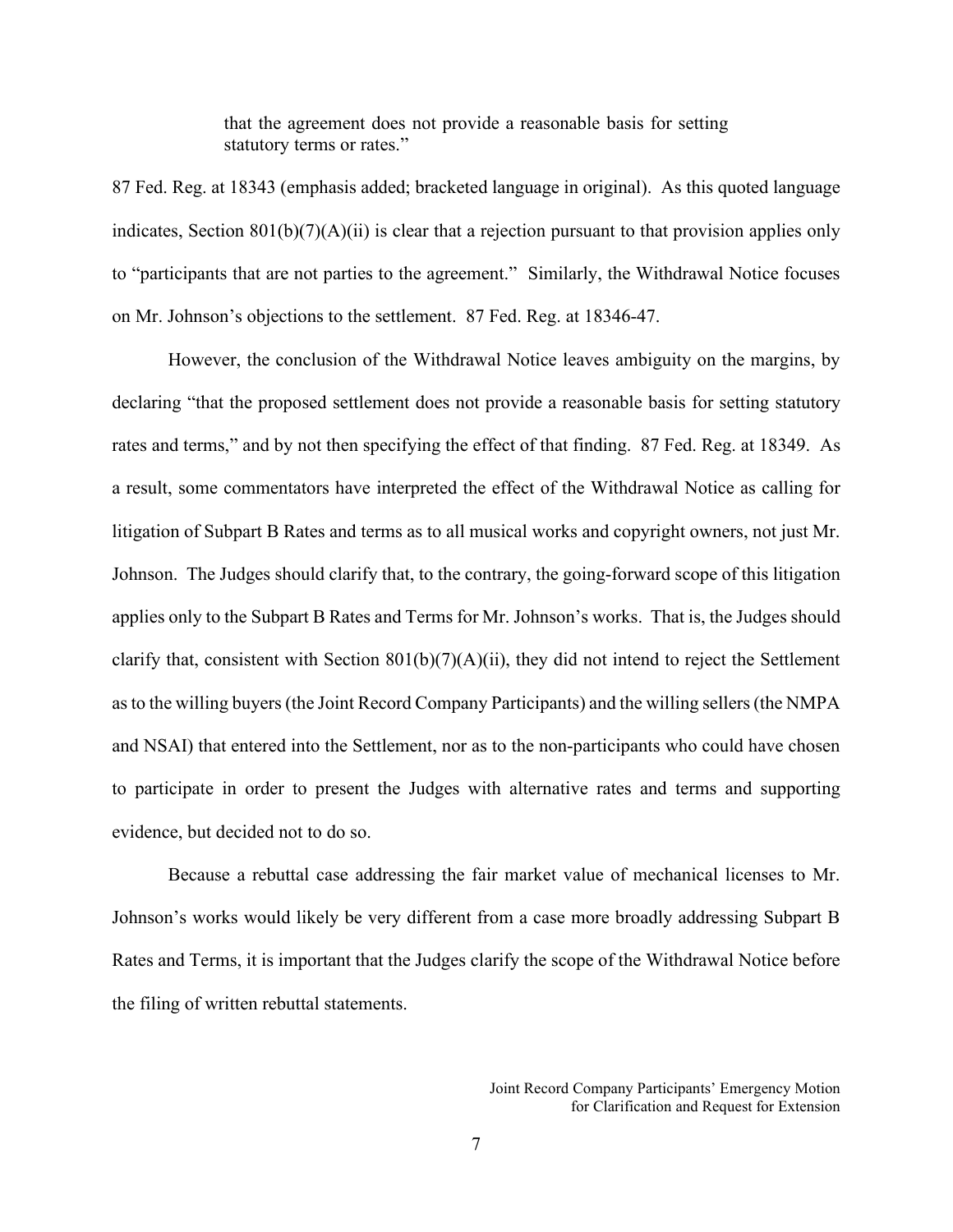> that the agreement does not provide a reasonable basis for setting statutory terms or rates."

87 Fed. Reg. at 18343 (emphasis added; bracketed language in original). As this quoted language indicates, Section 801(b)(7)(A)(ii) is clear that a rejection pursuant to that provision applies only to "participants that are not parties to the agreement." Similarly, the Withdrawal Notice focuses on Mr. Johnson's objections to the settlement. 87 Fed. Reg. at 18346-47.

However, the conclusion of the Withdrawal Notice leaves ambiguity on the margins, by declaring "that the proposed settlement does not provide a reasonable basis for setting statutory rates and terms," and by not then specifying the effect of that finding. 87 Fed. Reg. at 18349. As a result, some commentators have interpreted the effect of the Withdrawal Notice as calling for litigation of Subpart B Rates and terms as to all musical works and copyright owners, not just Mr. Johnson. The Judges should clarify that, to the contrary, the going-forward scope of this litigation applies only to the Subpart B Rates and Terms for Mr. Johnson's works. That is, the Judges should clarify that, consistent with Section 801(b)(7)(A)(ii), they did not intend to reject the Settlement as to the willing buyers (the Joint Record Company Participants) and the willing sellers (the NMPA and NSAI) that entered into the Settlement, nor as to the non-participants who could have chosen to participate in order to present the Judges with alternative rates and terms and supporting evidence, but decided not to do so.

Because a rebuttal case addressing the fair market value of mechanical licenses to Mr. Johnson's works would likely be very different from a case more broadly addressing Subpart B Rates and Terms, it is important that the Judges clarify the scope of the Withdrawal Notice before the filing of written rebuttal statements.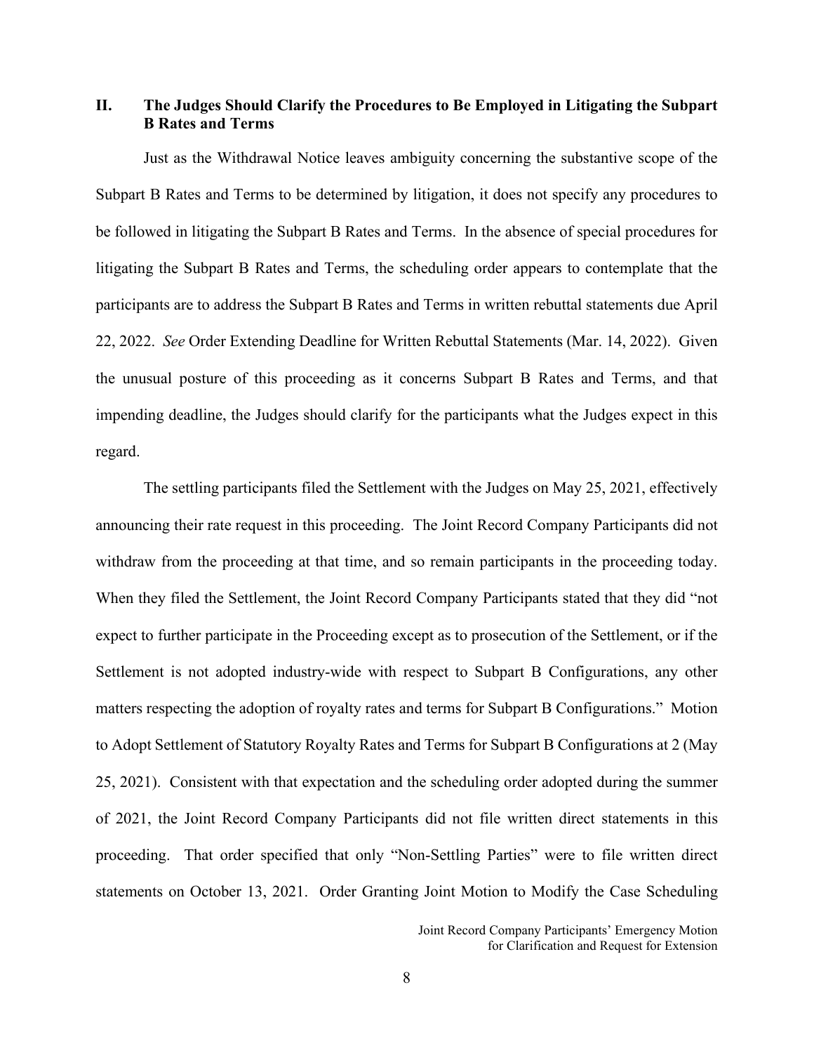## II. The Judges Should Clarify the Procedures to Be Employed in Litigating the Subpart B Rates and Terms

Just as the Withdrawal Notice leaves ambiguity concerning the substantive scope of the Subpart B Rates and Terms to be determined by litigation, it does not specify any procedures to be followed in litigating the Subpart B Rates and Terms. In the absence of special procedures for litigating the Subpart B Rates and Terms, the scheduling order appears to contemplate that the participants are to address the Subpart B Rates and Terms in written rebuttal statements due April 22, 2022. *See* Order Extending Deadline for Written Rebuttal Statements (Mar. 14, 2022). Given the unusual posture of this proceeding as it concerns Subpart B Rates and Terms, and that impending deadline, the Judges should clarify for the participants what the Judges expect in this regard.

The settling participants filed the Settlement with the Judges on May 25, 2021, effectively announcing their rate request in this proceeding. The Joint Record Company Participants did not withdraw from the proceeding at that time, and so remain participants in the proceeding today. When they filed the Settlement, the Joint Record Company Participants stated that they did "not expect to further participate in the Proceeding except as to prosecution of the Settlement, or if the Settlement is not adopted industry-wide with respect to Subpart B Configurations, any other matters respecting the adoption of royalty rates and terms for Subpart B Configurations." Motion to Adopt Settlement of Statutory Royalty Rates and Terms for Subpart B Configurations at 2 (May 25, 2021). Consistent with that expectation and the scheduling order adopted during the summer of 2021, the Joint Record Company Participants did not file written direct statements in this proceeding. That order specified that only "Non-Settling Parties" were to file written direct statements on October 13, 2021. Order Granting Joint Motion to Modify the Case Scheduling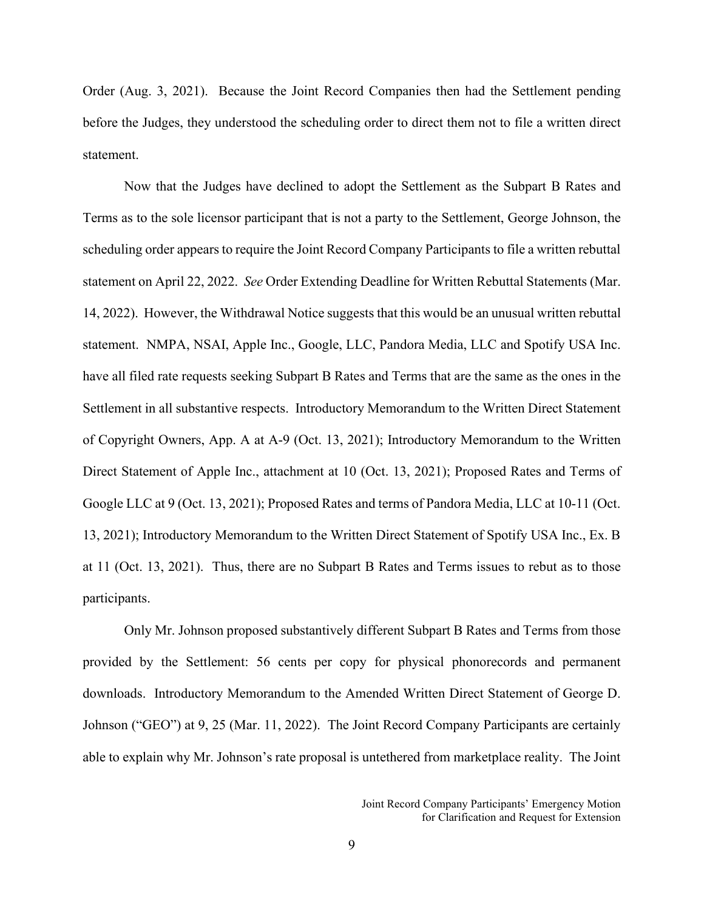Order (Aug. 3, 2021). Because the Joint Record Companies then had the Settlement pending before the Judges, they understood the scheduling order to direct them not to file a written direct statement.

Now that the Judges have declined to adopt the Settlement as the Subpart B Rates and Terms as to the sole licensor participant that is not a party to the Settlement, George Johnson, the scheduling order appears to require the Joint Record Company Participants to file a written rebuttal statement on April 22, 2022. *See* Order Extending Deadline for Written Rebuttal Statements (Mar. 14, 2022). However, the Withdrawal Notice suggests that this would be an unusual written rebuttal statement. NMPA, NSAI, Apple Inc., Google, LLC, Pandora Media, LLC and Spotify USA Inc. have all filed rate requests seeking Subpart B Rates and Terms that are the same as the ones in the Settlement in all substantive respects. Introductory Memorandum to the Written Direct Statement of Copyright Owners, App. A at A-9 (Oct. 13, 2021); Introductory Memorandum to the Written Direct Statement of Apple Inc., attachment at 10 (Oct. 13, 2021); Proposed Rates and Terms of Google LLC at 9 (Oct. 13, 2021); Proposed Rates and terms of Pandora Media, LLC at 10-11 (Oct. 13, 2021); Introductory Memorandum to the Written Direct Statement of Spotify USA Inc., Ex. B at 11 (Oct. 13, 2021). Thus, there are no Subpart B Rates and Terms issues to rebut as to those participants.

Only Mr. Johnson proposed substantively different Subpart B Rates and Terms from those provided by the Settlement: 56 cents per copy for physical phonorecords and permanent downloads. Introductory Memorandum to the Amended Written Direct Statement of George D. Johnson ("GEO") at 9, 25 (Mar. 11, 2022). The Joint Record Company Participants are certainly able to explain why Mr. Johnson's rate proposal is untethered from marketplace reality. The Joint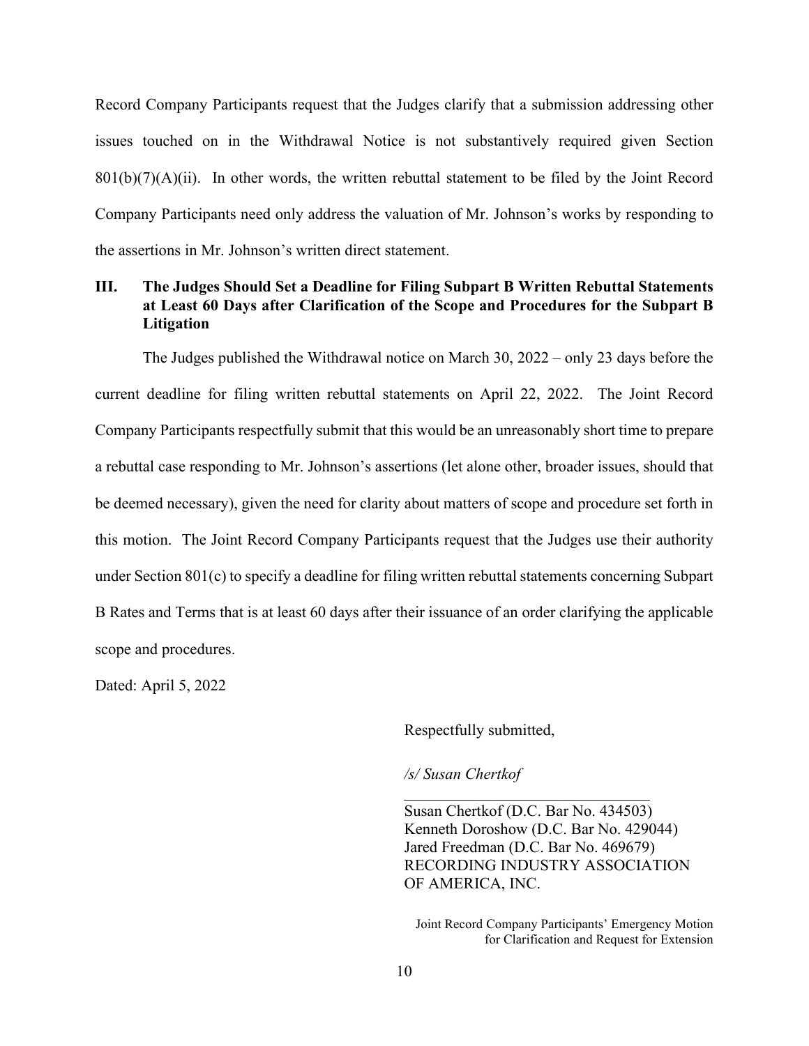Record Company Participants request that the Judges clarify that a submission addressing other issues touched on in the Withdrawal Notice is not substantively required given Section 801(b)(7)(A)(ii). In other words, the written rebuttal statement to be filed by the Joint Record Company Participants need only address the valuation of Mr. Johnson's works by responding to the assertions in Mr. Johnson's written direct statement.

## III. The Judges Should Set a Deadline for Filing Subpart B Written Rebuttal Statements at Least 60 Days after Clarification of the Scope and Procedures for the Subpart B Litigation

The Judges published the Withdrawal notice on March 30, 2022 – only 23 days before the current deadline for filing written rebuttal statements on April 22, 2022. The Joint Record Company Participants respectfully submit that this would be an unreasonably short time to prepare a rebuttal case responding to Mr. Johnson's assertions (let alone other, broader issues, should that be deemed necessary), given the need for clarity about matters of scope and procedure set forth in this motion. The Joint Record Company Participants request that the Judges use their authority under Section 801(c) to specify a deadline for filing written rebuttal statements concerning Subpart B Rates and Terms that is at least 60 days after their issuance of an order clarifying the applicable scope and procedures.

Dated: April 5, 2022

Respectfully submitted,

*/s/ Susan Chertkof*

Susan Chertkof (D.C. Bar No. 434503)
Kenneth Doroshow (D.C. Bar No. 429044)
Jared Freedman (D.C. Bar No. 469679)
RECORDING INDUSTRY ASSOCIATION OF AMERICA, INC.

Joint Record Company Participants' Emergency Motion for Clarification and Request for Extension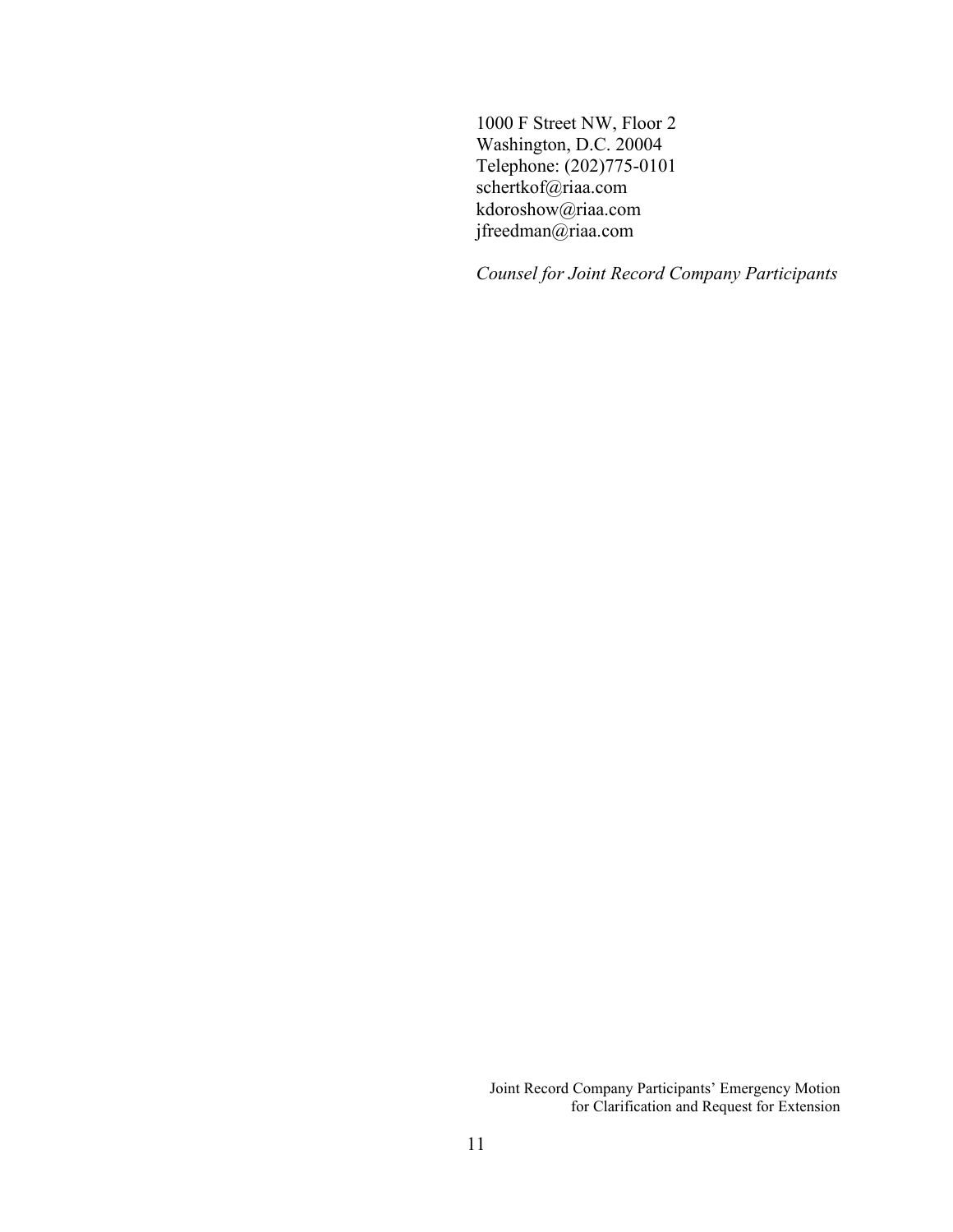1000 F Street NW, Floor 2
Washington, D.C. 20004
Telephone: (202)775-0101
schertkof@riaa.com
kdoroshow@riaa.com
jfreedman@riaa.com

*Counsel for Joint Record Company Participants*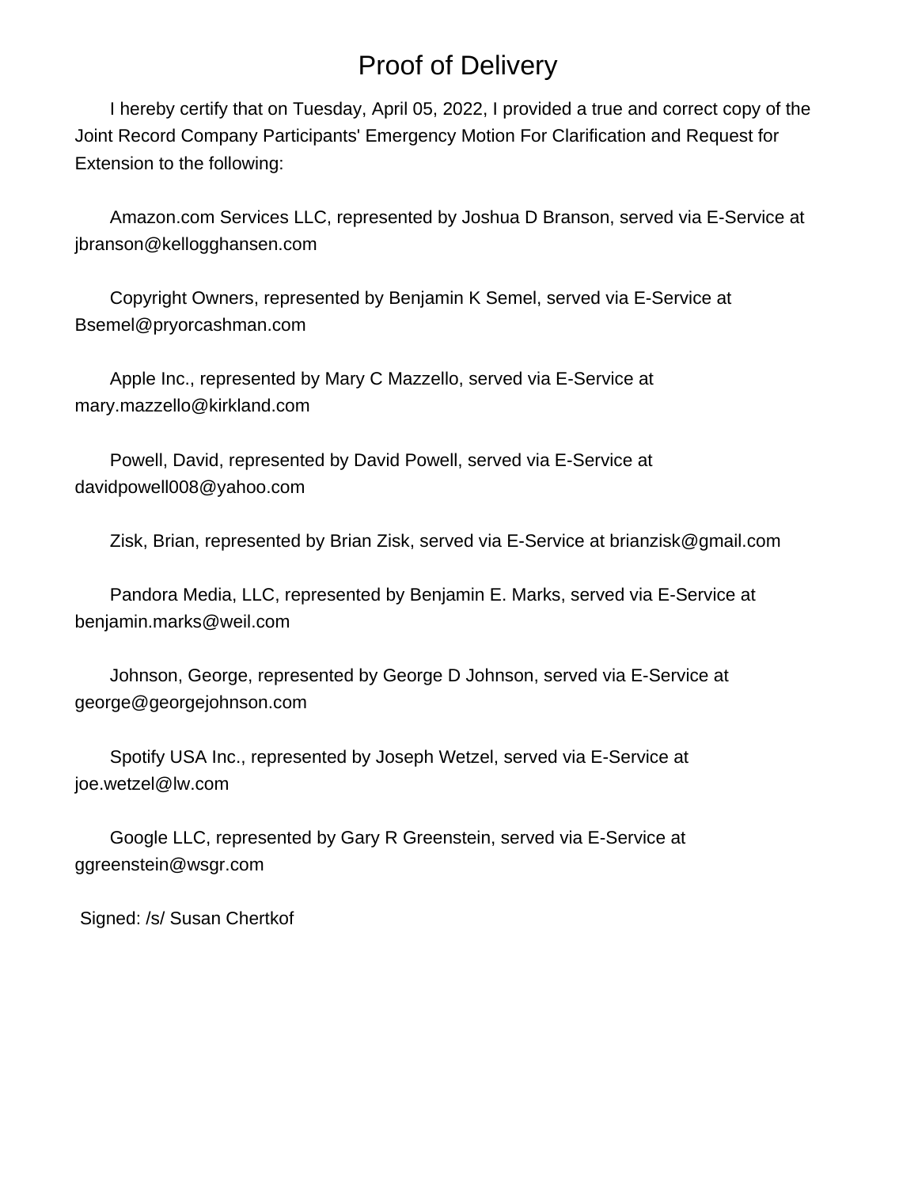# Proof of Delivery

I hereby certify that on Tuesday, April 05, 2022, I provided a true and correct copy of the Joint Record Company Participants' Emergency Motion For Clarification and Request for Extension to the following:

Amazon.com Services LLC, represented by Joshua D Branson, served via E-Service at jbranson@kellogghansen.com

Copyright Owners, represented by Benjamin K Semel, served via E-Service at Bsemel@pryorcashman.com

Apple Inc., represented by Mary C Mazzello, served via E-Service at mary.mazzello@kirkland.com

Powell, David, represented by David Powell, served via E-Service at davidpowell008@yahoo.com

Zisk, Brian, represented by Brian Zisk, served via E-Service at brianzisk@gmail.com

Pandora Media, LLC, represented by Benjamin E. Marks, served via E-Service at benjamin.marks@weil.com

Johnson, George, represented by George D Johnson, served via E-Service at george@georgejohnson.com

Spotify USA Inc., represented by Joseph Wetzel, served via E-Service at joe.wetzel@lw.com

Google LLC, represented by Gary R Greenstein, served via E-Service at ggreenstein@wsgr.com

Signed: /s/ Susan Chertkof